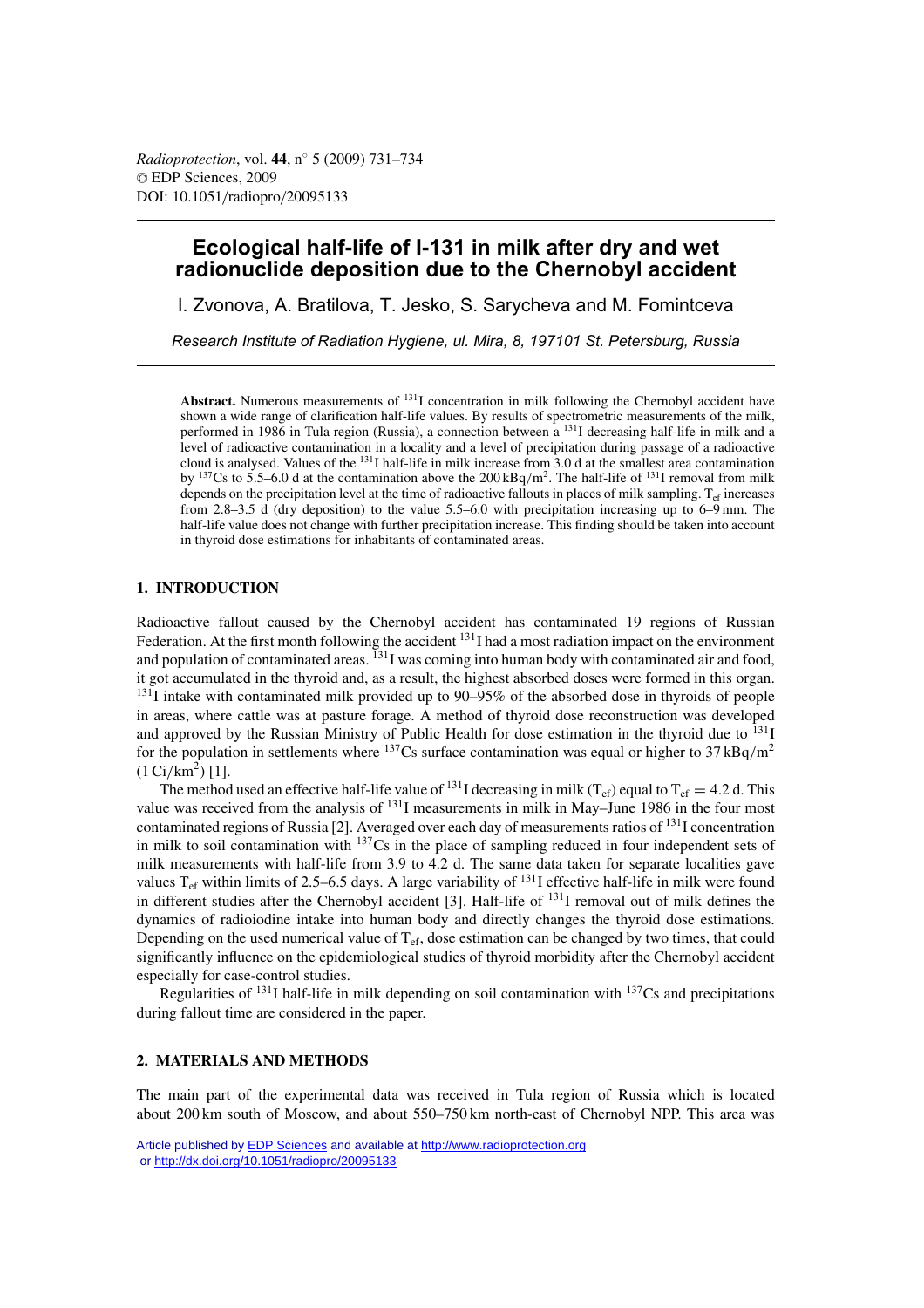# Ecological half-life of I-131 in milk after dry and wet radionuclide deposition due to the Chernobyl accident

I. Zvonova, A. Bratilova, T. Jesko, S. Sarycheva and M. Fomintceva

*Research Institute of Radiation Hygiene, ul. Mira, 8, 197101 St. Petersburg, Russia*

**Abstract.** Numerous measurements of $^{131}$I concentration in milk following the Chernobyl accident have shown a wide range of clarification half-life values. By results of spectrometric measurements of the milk, performed in 1986 in Tula region (Russia), a connection between a $^{131}$I decreasing half-life in milk and a level of radioactive contamination in a locality and a level of precipitation during passage of a radioactive cloud is analysed. Values of the $^{131}$I half-life in milk increase from 3.0 d at the smallest area contamination by $^{137}$Cs to 5.5–6.0 d at the contamination above the 200 kBq/m$^2$. The half-life of $^{131}$I removal from milk depends on the precipitation level at the time of radioactive fallouts in places of milk sampling. $T_{ef}$ increases from 2.8–3.5 d (dry deposition) to the value 5.5–6.0 with precipitation increasing up to 6–9 mm. The half-life value does not change with further precipitation increase. This finding should be taken into account in thyroid dose estimations for inhabitants of contaminated areas.

## 1. INTRODUCTION

Radioactive fallout caused by the Chernobyl accident has contaminated 19 regions of Russian Federation. At the first month following the accident $^{131}$I had a most radiation impact on the environment and population of contaminated areas. $^{131}$I was coming into human body with contaminated air and food, it got accumulated in the thyroid and, as a result, the highest absorbed doses were formed in this organ. $^{131}$I intake with contaminated milk provided up to 90–95% of the absorbed dose in thyroids of people in areas, where cattle was at pasture forage. A method of thyroid dose reconstruction was developed and approved by the Russian Ministry of Public Health for dose estimation in the thyroid due to $^{131}$I for the population in settlements where $^{137}$Cs surface contamination was equal or higher to 37 kBq/m$^2$ (1 Ci/km$^2$) [1].

The method used an effective half-life value of $^{131}$I decreasing in milk ($T_{ef}$) equal to $T_{ef} = 4.2$ d. This value was received from the analysis of $^{131}$I measurements in milk in May–June 1986 in the four most contaminated regions of Russia [2]. Averaged over each day of measurements ratios of $^{131}$I concentration in milk to soil contamination with $^{137}$Cs in the place of sampling reduced in four independent sets of milk measurements with half-life from 3.9 to 4.2 d. The same data taken for separate localities gave values $T_{ef}$ within limits of 2.5–6.5 days. A large variability of $^{131}$I effective half-life in milk were found in different studies after the Chernobyl accident [3]. Half-life of $^{131}$I removal out of milk defines the dynamics of radioiodine intake into human body and directly changes the thyroid dose estimations. Depending on the used numerical value of $T_{ef}$, dose estimation can be changed by two times, that could significantly influence on the epidemiological studies of thyroid morbidity after the Chernobyl accident especially for case-control studies.

Regularities of $^{131}$I half-life in milk depending on soil contamination with $^{137}$Cs and precipitations during fallout time are considered in the paper.

## 2. MATERIALS AND METHODS

The main part of the experimental data was received in Tula region of Russia which is located about 200 km south of Moscow, and about 550–750 km north-east of Chernobyl NPP. This area was

Article published by EDP Sciences and available at http://www.radioprotection.org or http://dx.doi.org/10.1051/radiopro/20095133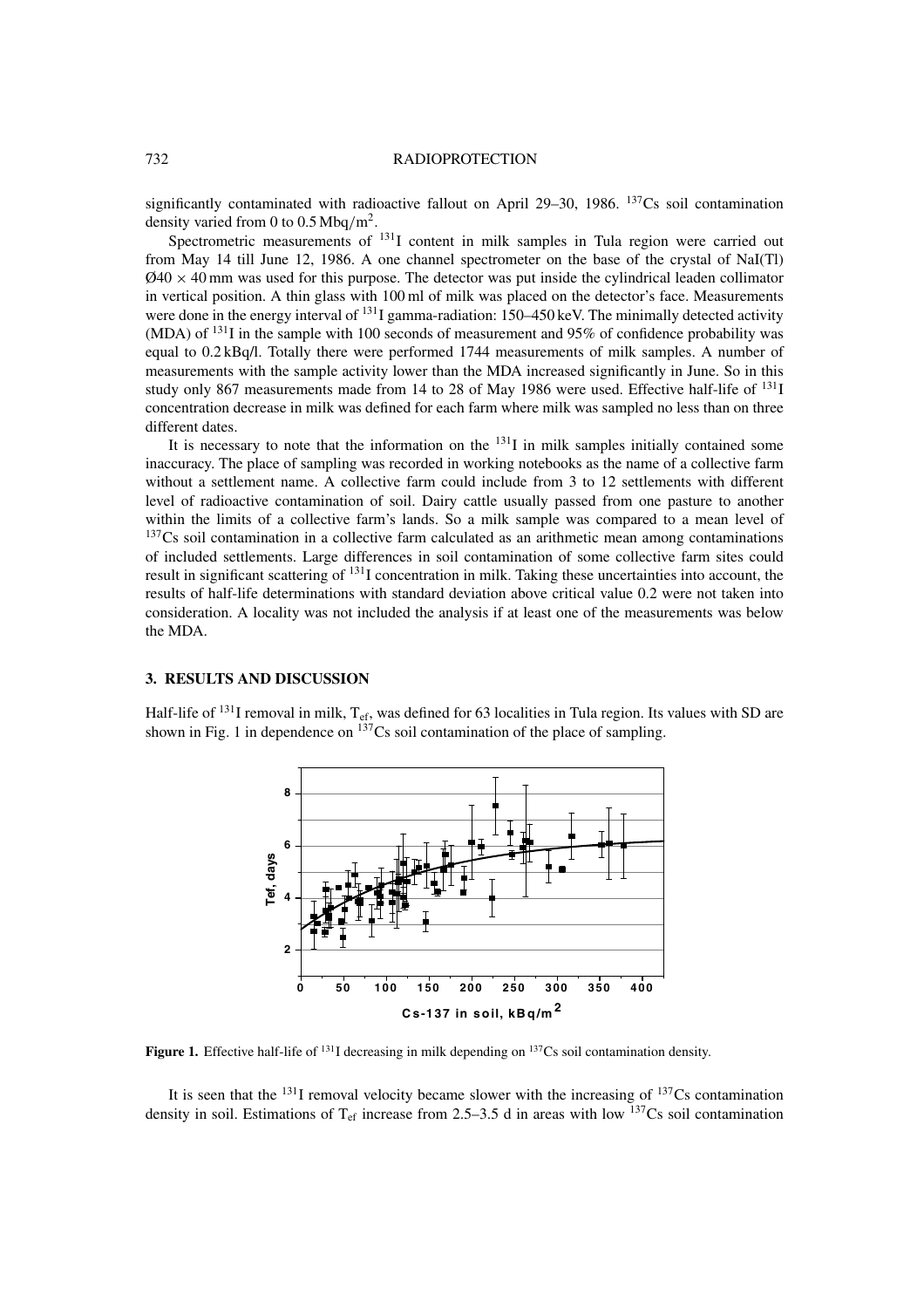significantly contaminated with radioactive fallout on April 29–30, 1986. $^{137}$Cs soil contamination density varied from 0 to 0.5 Mbq/m$^2$.

Spectrometric measurements of $^{131}$I content in milk samples in Tula region were carried out from May 14 till June 12, 1986. A one channel spectrometer on the base of the crystal of NaI(Tl) Ø40 × 40 mm was used for this purpose. The detector was put inside the cylindrical leaden collimator in vertical position. A thin glass with 100 ml of milk was placed on the detector's face. Measurements were done in the energy interval of $^{131}$I gamma-radiation: 150–450 keV. The minimally detected activity (MDA) of $^{131}$I in the sample with 100 seconds of measurement and 95% of confidence probability was equal to 0.2 kBq/l. Totally there were performed 1744 measurements of milk samples. A number of measurements with the sample activity lower than the MDA increased significantly in June. So in this study only 867 measurements made from 14 to 28 of May 1986 were used. Effective half-life of $^{131}$I concentration decrease in milk was defined for each farm where milk was sampled no less than on three different dates.

It is necessary to note that the information on the $^{131}$I in milk samples initially contained some inaccuracy. The place of sampling was recorded in working notebooks as the name of a collective farm without a settlement name. A collective farm could include from 3 to 12 settlements with different level of radioactive contamination of soil. Dairy cattle usually passed from one pasture to another within the limits of a collective farm's lands. So a milk sample was compared to a mean level of $^{137}$Cs soil contamination in a collective farm calculated as an arithmetic mean among contaminations of included settlements. Large differences in soil contamination of some collective farm sites could result in significant scattering of $^{131}$I concentration in milk. Taking these uncertainties into account, the results of half-life determinations with standard deviation above critical value 0.2 were not taken into consideration. A locality was not included the analysis if at least one of the measurements was below the MDA.

## 3. RESULTS AND DISCUSSION

Half-life of $^{131}$I removal in milk, $T_{ef}$, was defined for 63 localities in Tula region. Its values with SD are shown in Fig. 1 in dependence on $^{137}$Cs soil contamination of the place of sampling.

Tef, days
2
4
6
8
0 50 100 150 200 250 300 350 400
Cs-137 in soil, kBq/m$^2$

**Figure 1.** Effective half-life of $^{131}$I decreasing in milk depending on $^{137}$Cs soil contamination density.

It is seen that the $^{131}$I removal velocity became slower with the increasing of $^{137}$Cs contamination density in soil. Estimations of $T_{ef}$ increase from 2.5–3.5 d in areas with low $^{137}$Cs soil contamination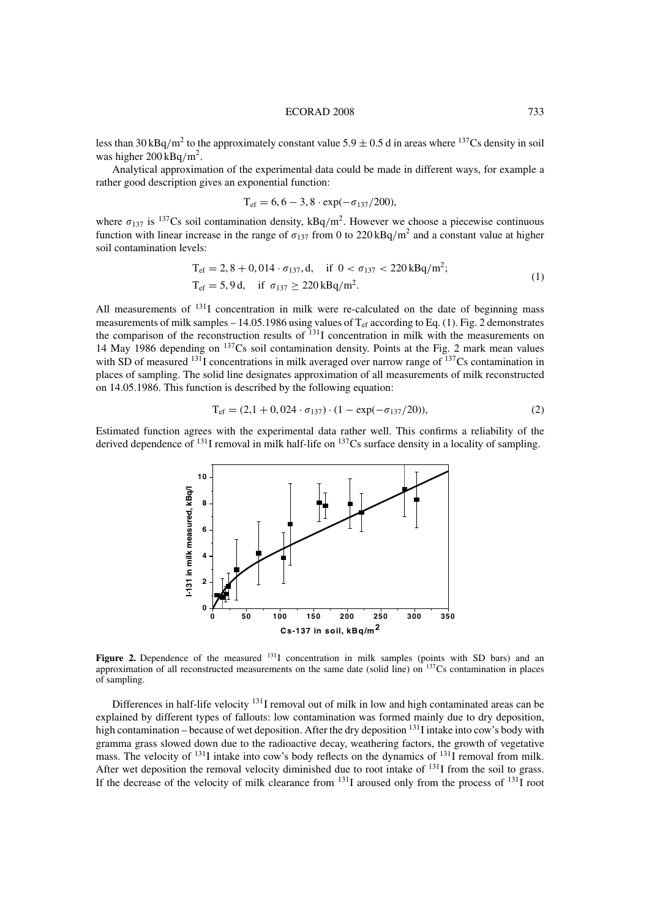less than 30 $kBq/m^2$ to the approximately constant value $5.9 \pm 0.5$ d in areas where $^{137}Cs$ density in soil was higher 200 $kBq/m^2$.

Analytical approximation of the experimental data could be made in different ways, for example a rather good description gives an exponential function:

$$T_{ef} = 6{,}6 - 3{,}8 \cdot \exp(-\sigma_{137}/200),$$

where $\sigma_{137}$ is $^{137}Cs$ soil contamination density, $kBq/m^2$. However we choose a piecewise continuous function with linear increase in the range of $\sigma_{137}$ from 0 to 220 $kBq/m^2$ and a constant value at higher soil contamination levels:

$$\begin{aligned} &T_{ef} = 2{,}8 + 0{,}014 \cdot \sigma_{137}, d, \quad \text{if } 0 < \sigma_{137} < 220\,kBq/m^2; \\ &T_{ef} = 5{,}9\,d, \quad \text{if } \sigma_{137} \geq 220\,kBq/m^2. \end{aligned} \tag{1}$$

All measurements of $^{131}I$ concentration in milk were re-calculated on the date of beginning mass measurements of milk samples – 14.05.1986 using values of $T_{ef}$ according to Eq. (1). Fig. 2 demonstrates the comparison of the reconstruction results of $^{131}I$ concentration in milk with the measurements on 14 May 1986 depending on $^{137}Cs$ soil contamination density. Points at the Fig. 2 mark mean values with SD of measured $^{131}I$ concentrations in milk averaged over narrow range of $^{137}Cs$ contamination in places of sampling. The solid line designates approximation of all measurements of milk reconstructed on 14.05.1986. This function is described by the following equation:

$$T_{ef} = (2{,}1 + 0{,}024 \cdot \sigma_{137}) \cdot (1 - \exp(-\sigma_{137}/20)), \tag{2}$$

Estimated function agrees with the experimental data rather well. This confirms a reliability of the derived dependence of $^{131}I$ removal in milk half-life on $^{137}Cs$ surface density in a locality of sampling.

I-131 in milk measured, kBq/l

0
2
4
6
8
10

0
50
100
150
200
250
300
350

Cs-137 in soil, kBq/m2

**Figure 2.** Dependence of the measured $^{131}I$ concentration in milk samples (points with SD bars) and an approximation of all reconstructed measurements on the same date (solid line) on $^{137}Cs$ contamination in places of sampling.

Differences in half-life velocity $^{131}I$ removal out of milk in low and high contaminated areas can be explained by different types of fallouts: low contamination was formed mainly due to dry deposition, high contamination – because of wet deposition. After the dry deposition $^{131}I$ intake into cow's body with gramma grass slowed down due to the radioactive decay, weathering factors, the growth of vegetative mass. The velocity of $^{131}I$ intake into cow's body reflects on the dynamics of $^{131}I$ removal from milk. After wet deposition the removal velocity diminished due to root intake of $^{131}I$ from the soil to grass. If the decrease of the velocity of milk clearance from $^{131}I$ aroused only from the process of $^{131}I$ root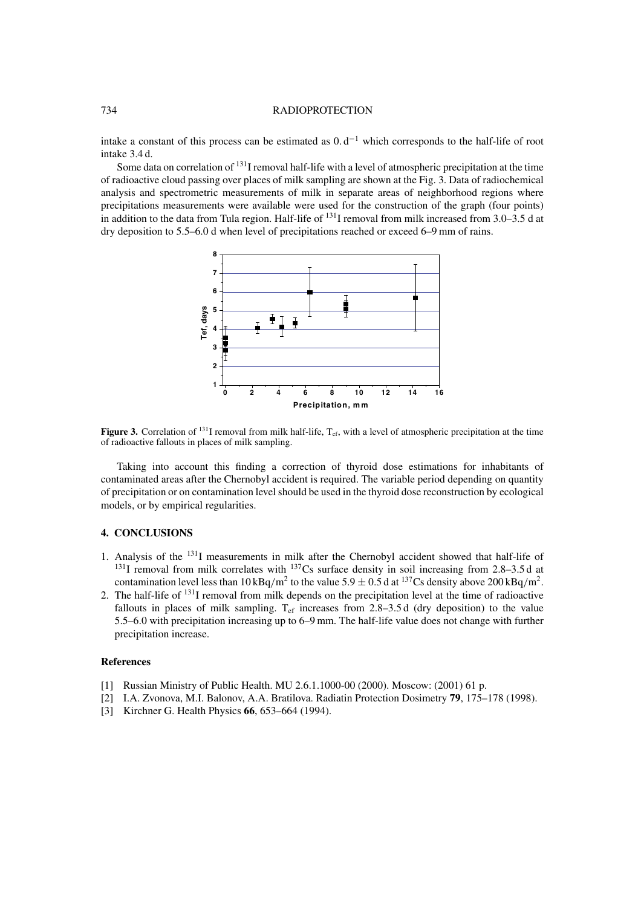intake a constant of this process can be estimated as 0. $d^{-1}$ which corresponds to the half-life of root intake 3.4 d.

Some data on correlation of $^{131}I$ removal half-life with a level of atmospheric precipitation at the time of radioactive cloud passing over places of milk sampling are shown at the Fig. 3. Data of radiochemical analysis and spectrometric measurements of milk in separate areas of neighborhood regions where precipitations measurements were available were used for the construction of the graph (four points) in addition to the data from Tula region. Half-life of $^{131}I$ removal from milk increased from 3.0–3.5 d at dry deposition to 5.5–6.0 d when level of precipitations reached or exceed 6–9 mm of rains.

Tef, days

1
2
3
4
5
6
7
8

0 2 4 6 8 10 12 14 16

Precipitation, mm

**Figure 3.** Correlation of $^{131}I$ removal from milk half-life, $T_{ef}$, with a level of atmospheric precipitation at the time of radioactive fallouts in places of milk sampling.

Taking into account this finding a correction of thyroid dose estimations for inhabitants of contaminated areas after the Chernobyl accident is required. The variable period depending on quantity of precipitation or on contamination level should be used in the thyroid dose reconstruction by ecological models, or by empirical regularities.

## 4. CONCLUSIONS

1. Analysis of the $^{131}I$ measurements in milk after the Chernobyl accident showed that half-life of $^{131}I$ removal from milk correlates with $^{137}Cs$ surface density in soil increasing from 2.8–3.5 d at contamination level less than $10\,kBq/m^2$ to the value $5.9 \pm 0.5$ d at $^{137}Cs$ density above $200\,kBq/m^2$.
2. The half-life of $^{131}I$ removal from milk depends on the precipitation level at the time of radioactive fallouts in places of milk sampling. $T_{ef}$ increases from 2.8–3.5 d (dry deposition) to the value 5.5–6.0 with precipitation increasing up to 6–9 mm. The half-life value does not change with further precipitation increase.

### References

[1] Russian Ministry of Public Health. MU 2.6.1.1000-00 (2000). Moscow: (2001) 61 p.

[2] I.A. Zvonova, M.I. Balonov, A.A. Bratilova. Radiatin Protection Dosimetry **79**, 175–178 (1998).

[3] Kirchner G. Health Physics **66**, 653–664 (1994).